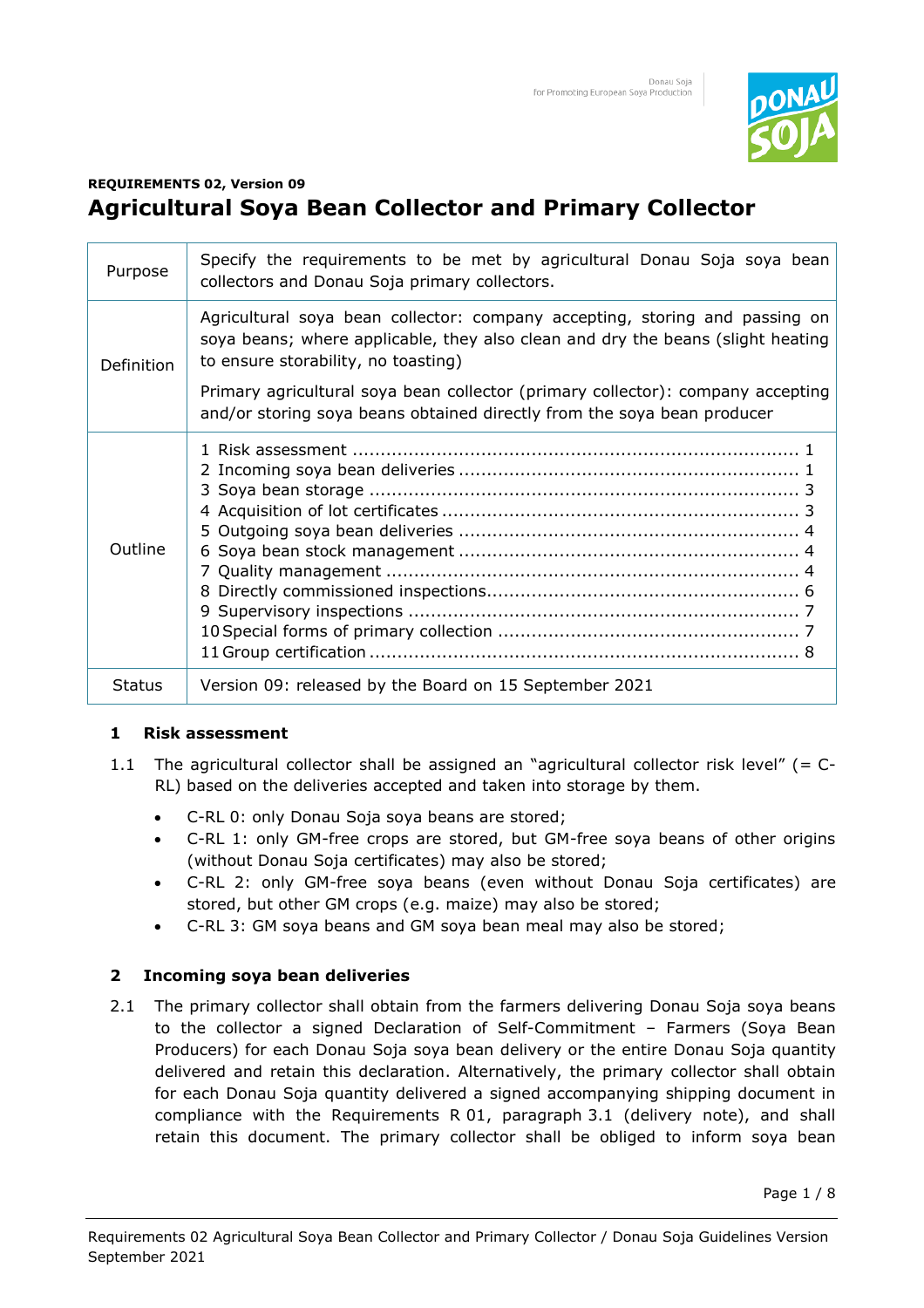**REQUIREMENTS 02, Version 09**

# Agricultural Soya Bean Collector and Primary Collector

| | |
|---|---|
| Purpose | Specify the requirements to be met by agricultural Donau Soja soya bean collectors and Donau Soja primary collectors. |
| Definition | Agricultural soya bean collector: company accepting, storing and passing on soya beans; where applicable, they also clean and dry the beans (slight heating to ensure storability, no toasting)<br><br>Primary agricultural soya bean collector (primary collector): company accepting and/or storing soya beans obtained directly from the soya bean producer |
| Outline | 1 Risk assessment ... 1<br>2 Incoming soya bean deliveries ... 1<br>3 Soya bean storage ... 3<br>4 Acquisition of lot certificates ... 3<br>5 Outgoing soya bean deliveries ... 4<br>6 Soya bean stock management ... 4<br>7 Quality management ... 4<br>8 Directly commissioned inspections ... 6<br>9 Supervisory inspections ... 7<br>10 Special forms of primary collection ... 7<br>11 Group certification ... 8 |
| Status | Version 09: released by the Board on 15 September 2021 |

## 1 Risk assessment

1.1 The agricultural collector shall be assigned an "agricultural collector risk level" (= C-RL) based on the deliveries accepted and taken into storage by them.

- C-RL 0: only Donau Soja soya beans are stored;
- C-RL 1: only GM-free crops are stored, but GM-free soya beans of other origins (without Donau Soja certificates) may also be stored;
- C-RL 2: only GM-free soya beans (even without Donau Soja certificates) are stored, but other GM crops (e.g. maize) may also be stored;
- C-RL 3: GM soya beans and GM soya bean meal may also be stored;

## 2 Incoming soya bean deliveries

2.1 The primary collector shall obtain from the farmers delivering Donau Soja soya beans to the collector a signed Declaration of Self-Commitment – Farmers (Soya Bean Producers) for each Donau Soja soya bean delivery or the entire Donau Soja quantity delivered and retain this declaration. Alternatively, the primary collector shall obtain for each Donau Soja quantity delivered a signed accompanying shipping document in compliance with the Requirements R 01, paragraph 3.1 (delivery note), and shall retain this document. The primary collector shall be obliged to inform soya bean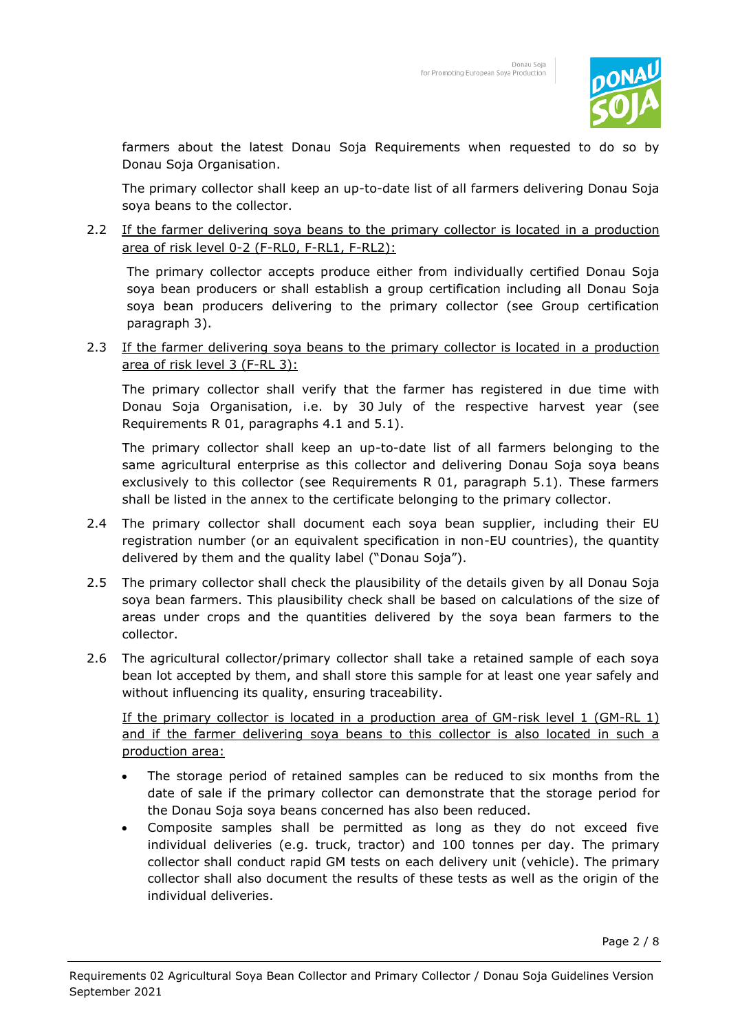farmers about the latest Donau Soja Requirements when requested to do so by Donau Soja Organisation.

The primary collector shall keep an up-to-date list of all farmers delivering Donau Soja soya beans to the collector.

2.2 <u>If the farmer delivering soya beans to the primary collector is located in a production area of risk level 0-2 (F-RL0, F-RL1, F-RL2):</u>

The primary collector accepts produce either from individually certified Donau Soja soya bean producers or shall establish a group certification including all Donau Soja soya bean producers delivering to the primary collector (see Group certification paragraph 3).

2.3 <u>If the farmer delivering soya beans to the primary collector is located in a production area of risk level 3 (F-RL 3):</u>

The primary collector shall verify that the farmer has registered in due time with Donau Soja Organisation, i.e. by 30 July of the respective harvest year (see Requirements R 01, paragraphs 4.1 and 5.1).

The primary collector shall keep an up-to-date list of all farmers belonging to the same agricultural enterprise as this collector and delivering Donau Soja soya beans exclusively to this collector (see Requirements R 01, paragraph 5.1). These farmers shall be listed in the annex to the certificate belonging to the primary collector.

2.4 The primary collector shall document each soya bean supplier, including their EU registration number (or an equivalent specification in non-EU countries), the quantity delivered by them and the quality label ("Donau Soja").

2.5 The primary collector shall check the plausibility of the details given by all Donau Soja soya bean farmers. This plausibility check shall be based on calculations of the size of areas under crops and the quantities delivered by the soya bean farmers to the collector.

2.6 The agricultural collector/primary collector shall take a retained sample of each soya bean lot accepted by them, and shall store this sample for at least one year safely and without influencing its quality, ensuring traceability.

<u>If the primary collector is located in a production area of GM-risk level 1 (GM-RL 1) and if the farmer delivering soya beans to this collector is also located in such a production area:</u>

- The storage period of retained samples can be reduced to six months from the date of sale if the primary collector can demonstrate that the storage period for the Donau Soja soya beans concerned has also been reduced.
- Composite samples shall be permitted as long as they do not exceed five individual deliveries (e.g. truck, tractor) and 100 tonnes per day. The primary collector shall conduct rapid GM tests on each delivery unit (vehicle). The primary collector shall also document the results of these tests as well as the origin of the individual deliveries.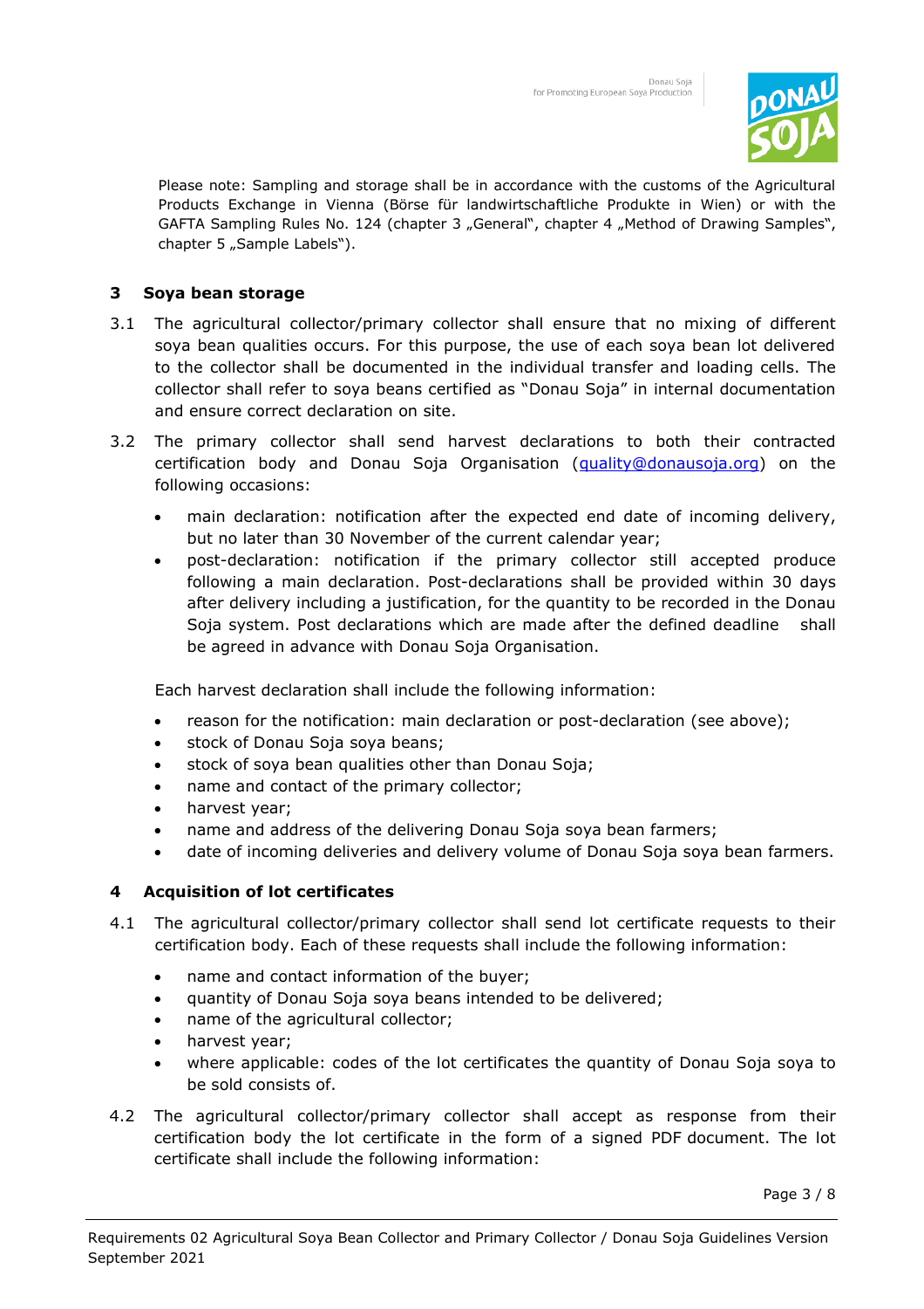Please note: Sampling and storage shall be in accordance with the customs of the Agricultural Products Exchange in Vienna (Börse für landwirtschaftliche Produkte in Wien) or with the GAFTA Sampling Rules No. 124 (chapter 3 „General", chapter 4 „Method of Drawing Samples", chapter 5 „Sample Labels").

## 3 Soya bean storage

3.1 The agricultural collector/primary collector shall ensure that no mixing of different soya bean qualities occurs. For this purpose, the use of each soya bean lot delivered to the collector shall be documented in the individual transfer and loading cells. The collector shall refer to soya beans certified as "Donau Soja" in internal documentation and ensure correct declaration on site.

3.2 The primary collector shall send harvest declarations to both their contracted certification body and Donau Soja Organisation (quality@donausoja.org) on the following occasions:

- main declaration: notification after the expected end date of incoming delivery, but no later than 30 November of the current calendar year;
- post-declaration: notification if the primary collector still accepted produce following a main declaration. Post-declarations shall be provided within 30 days after delivery including a justification, for the quantity to be recorded in the Donau Soja system. Post declarations which are made after the defined deadline shall be agreed in advance with Donau Soja Organisation.

Each harvest declaration shall include the following information:

- reason for the notification: main declaration or post-declaration (see above);
- stock of Donau Soja soya beans;
- stock of soya bean qualities other than Donau Soja;
- name and contact of the primary collector;
- harvest year;
- name and address of the delivering Donau Soja soya bean farmers;
- date of incoming deliveries and delivery volume of Donau Soja soya bean farmers.

## 4 Acquisition of lot certificates

4.1 The agricultural collector/primary collector shall send lot certificate requests to their certification body. Each of these requests shall include the following information:

- name and contact information of the buyer;
- quantity of Donau Soja soya beans intended to be delivered;
- name of the agricultural collector;
- harvest year;
- where applicable: codes of the lot certificates the quantity of Donau Soja soya to be sold consists of.

4.2 The agricultural collector/primary collector shall accept as response from their certification body the lot certificate in the form of a signed PDF document. The lot certificate shall include the following information: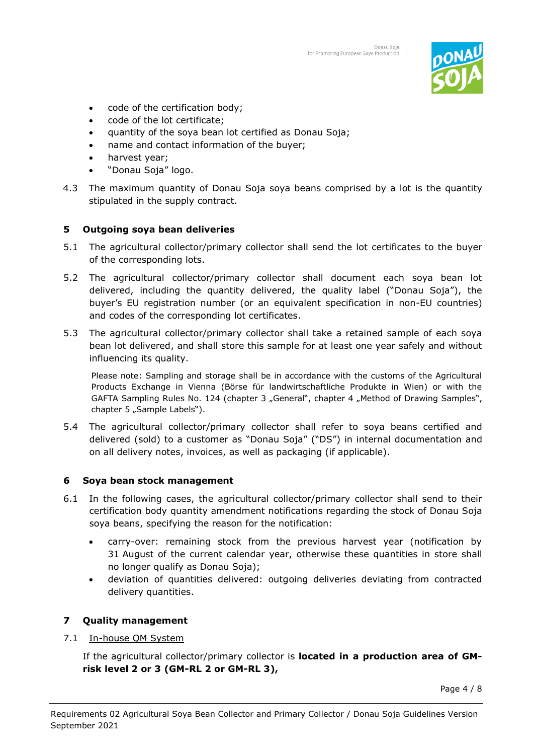- code of the certification body;
- code of the lot certificate;
- quantity of the soya bean lot certified as Donau Soja;
- name and contact information of the buyer;
- harvest year;
- "Donau Soja" logo.

4.3 The maximum quantity of Donau Soja soya beans comprised by a lot is the quantity stipulated in the supply contract.

## 5 Outgoing soya bean deliveries

5.1 The agricultural collector/primary collector shall send the lot certificates to the buyer of the corresponding lots.

5.2 The agricultural collector/primary collector shall document each soya bean lot delivered, including the quantity delivered, the quality label ("Donau Soja"), the buyer's EU registration number (or an equivalent specification in non-EU countries) and codes of the corresponding lot certificates.

5.3 The agricultural collector/primary collector shall take a retained sample of each soya bean lot delivered, and shall store this sample for at least one year safely and without influencing its quality.

Please note: Sampling and storage shall be in accordance with the customs of the Agricultural Products Exchange in Vienna (Börse für landwirtschaftliche Produkte in Wien) or with the GAFTA Sampling Rules No. 124 (chapter 3 „General", chapter 4 „Method of Drawing Samples", chapter 5 „Sample Labels").

5.4 The agricultural collector/primary collector shall refer to soya beans certified and delivered (sold) to a customer as "Donau Soja" ("DS") in internal documentation and on all delivery notes, invoices, as well as packaging (if applicable).

## 6 Soya bean stock management

6.1 In the following cases, the agricultural collector/primary collector shall send to their certification body quantity amendment notifications regarding the stock of Donau Soja soya beans, specifying the reason for the notification:

- carry-over: remaining stock from the previous harvest year (notification by 31 August of the current calendar year, otherwise these quantities in store shall no longer qualify as Donau Soja);
- deviation of quantities delivered: outgoing deliveries deviating from contracted delivery quantities.

## 7 Quality management

7.1 <u>In-house QM System</u>

If the agricultural collector/primary collector is **located in a production area of GM-risk level 2 or 3 (GM-RL 2 or GM-RL 3),**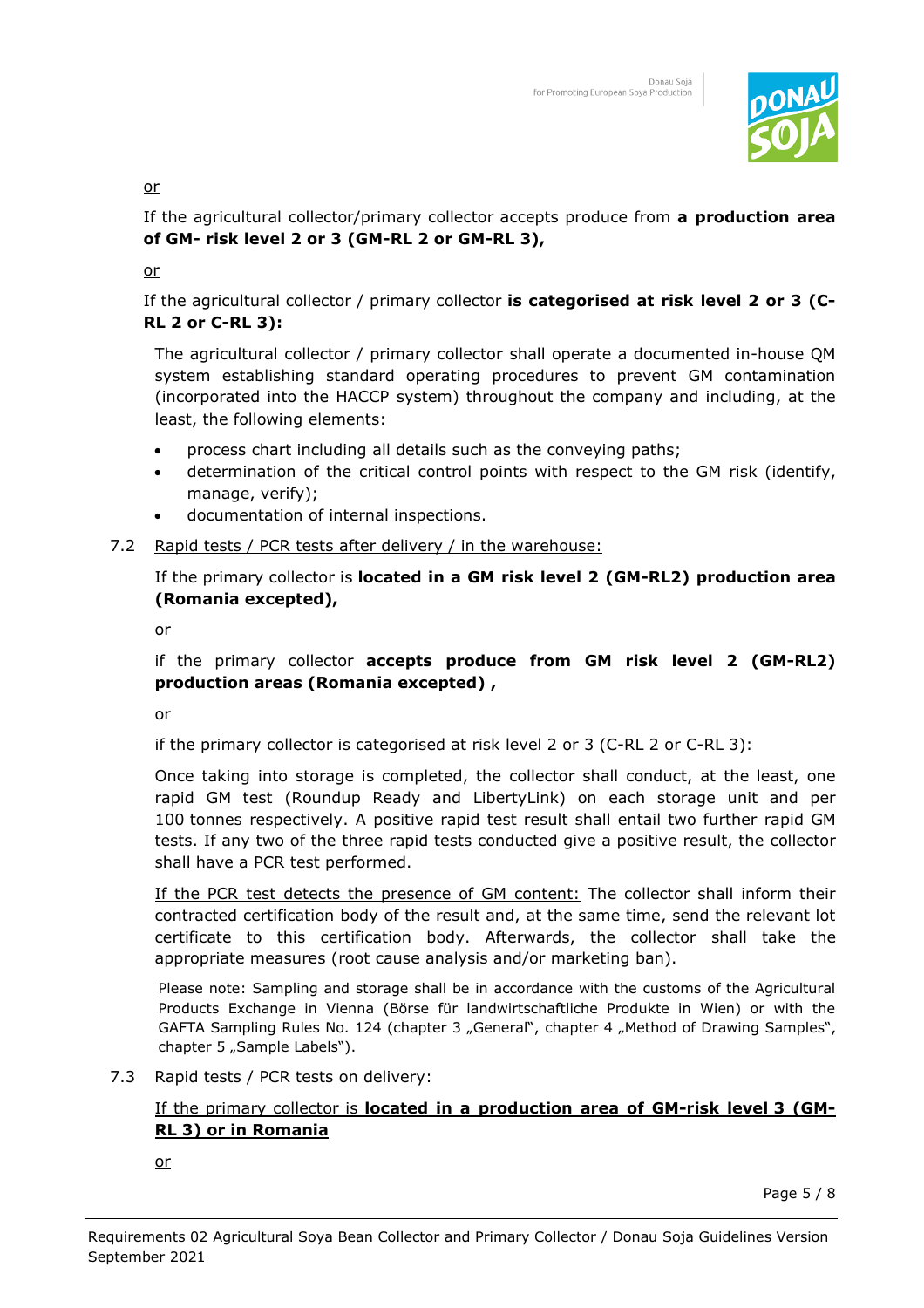<u>or</u>

If the agricultural collector/primary collector accepts produce from **a production area of GM- risk level 2 or 3 (GM-RL 2 or GM-RL 3),**

<u>or</u>

If the agricultural collector / primary collector **is categorised at risk level 2 or 3 (C-RL 2 or C-RL 3):**

The agricultural collector / primary collector shall operate a documented in-house QM system establishing standard operating procedures to prevent GM contamination (incorporated into the HACCP system) throughout the company and including, at the least, the following elements:

- process chart including all details such as the conveying paths;
- determination of the critical control points with respect to the GM risk (identify, manage, verify);
- documentation of internal inspections.

7.2 <u>Rapid tests / PCR tests after delivery / in the warehouse:</u>

If the primary collector is **located in a GM risk level 2 (GM-RL2) production area (Romania excepted),**

or

if the primary collector **accepts produce from GM risk level 2 (GM-RL2) production areas (Romania excepted) ,**

or

if the primary collector is categorised at risk level 2 or 3 (C-RL 2 or C-RL 3):

Once taking into storage is completed, the collector shall conduct, at the least, one rapid GM test (Roundup Ready and LibertyLink) on each storage unit and per 100 tonnes respectively. A positive rapid test result shall entail two further rapid GM tests. If any two of the three rapid tests conducted give a positive result, the collector shall have a PCR test performed.

<u>If the PCR test detects the presence of GM content:</u> The collector shall inform their contracted certification body of the result and, at the same time, send the relevant lot certificate to this certification body. Afterwards, the collector shall take the appropriate measures (root cause analysis and/or marketing ban).

Please note: Sampling and storage shall be in accordance with the customs of the Agricultural Products Exchange in Vienna (Börse für landwirtschaftliche Produkte in Wien) or with the GAFTA Sampling Rules No. 124 (chapter 3 „General", chapter 4 „Method of Drawing Samples", chapter 5 „Sample Labels").

7.3 Rapid tests / PCR tests on delivery:

<u>If the primary collector is **located in a production area of GM-risk level 3 (GM-RL 3) or in Romania**</u>

<u>or</u>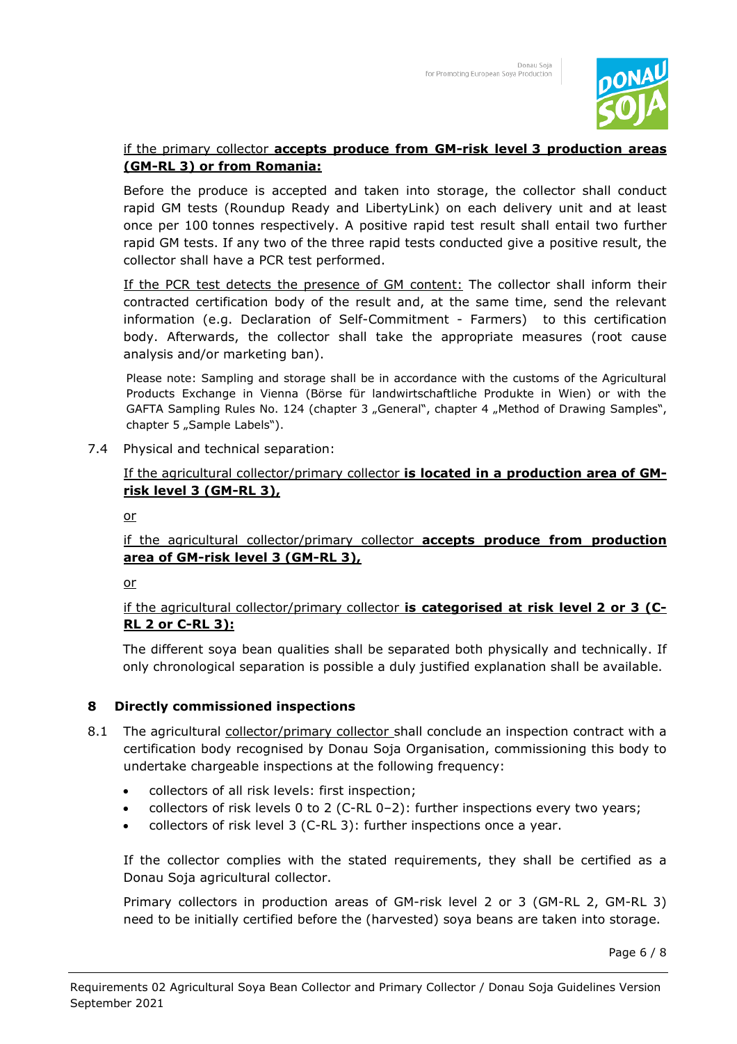if the primary collector **accepts produce from GM-risk level 3 production areas (GM-RL 3) or from Romania:**

Before the produce is accepted and taken into storage, the collector shall conduct rapid GM tests (Roundup Ready and LibertyLink) on each delivery unit and at least once per 100 tonnes respectively. A positive rapid test result shall entail two further rapid GM tests. If any two of the three rapid tests conducted give a positive result, the collector shall have a PCR test performed.

If the PCR test detects the presence of GM content: The collector shall inform their contracted certification body of the result and, at the same time, send the relevant information (e.g. Declaration of Self-Commitment - Farmers) to this certification body. Afterwards, the collector shall take the appropriate measures (root cause analysis and/or marketing ban).

Please note: Sampling and storage shall be in accordance with the customs of the Agricultural Products Exchange in Vienna (Börse für landwirtschaftliche Produkte in Wien) or with the GAFTA Sampling Rules No. 124 (chapter 3 „General", chapter 4 „Method of Drawing Samples", chapter 5 „Sample Labels").

7.4 Physical and technical separation:

If the agricultural collector/primary collector **is located in a production area of GM-risk level 3 (GM-RL 3),**

or

if the agricultural collector/primary collector **accepts produce from production area of GM-risk level 3 (GM-RL 3),**

or

if the agricultural collector/primary collector **is categorised at risk level 2 or 3 (C-RL 2 or C-RL 3):**

The different soya bean qualities shall be separated both physically and technically. If only chronological separation is possible a duly justified explanation shall be available.

## 8 Directly commissioned inspections

8.1 The agricultural collector/primary collector shall conclude an inspection contract with a certification body recognised by Donau Soja Organisation, commissioning this body to undertake chargeable inspections at the following frequency:

- collectors of all risk levels: first inspection;
- collectors of risk levels 0 to 2 (C-RL 0–2): further inspections every two years;
- collectors of risk level 3 (C-RL 3): further inspections once a year.

If the collector complies with the stated requirements, they shall be certified as a Donau Soja agricultural collector.

Primary collectors in production areas of GM-risk level 2 or 3 (GM-RL 2, GM-RL 3) need to be initially certified before the (harvested) soya beans are taken into storage.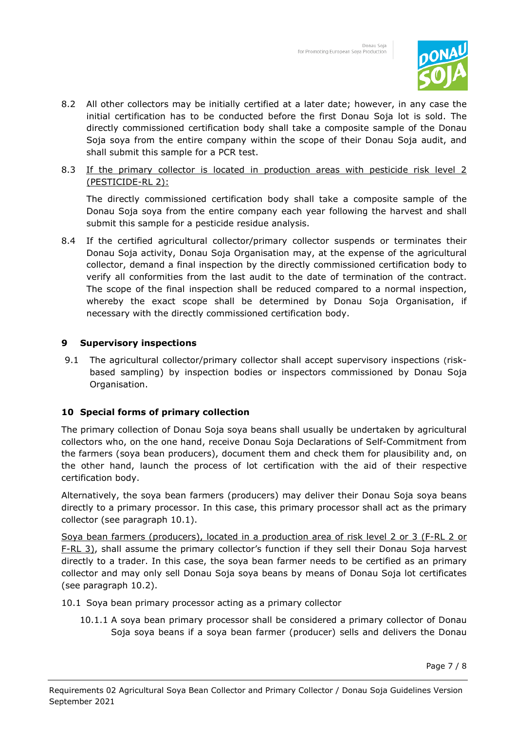8.2 All other collectors may be initially certified at a later date; however, in any case the initial certification has to be conducted before the first Donau Soja lot is sold. The directly commissioned certification body shall take a composite sample of the Donau Soja soya from the entire company within the scope of their Donau Soja audit, and shall submit this sample for a PCR test.

8.3 <u>If the primary collector is located in production areas with pesticide risk level 2 (PESTICIDE-RL 2):</u>

The directly commissioned certification body shall take a composite sample of the Donau Soja soya from the entire company each year following the harvest and shall submit this sample for a pesticide residue analysis.

8.4 If the certified agricultural collector/primary collector suspends or terminates their Donau Soja activity, Donau Soja Organisation may, at the expense of the agricultural collector, demand a final inspection by the directly commissioned certification body to verify all conformities from the last audit to the date of termination of the contract. The scope of the final inspection shall be reduced compared to a normal inspection, whereby the exact scope shall be determined by Donau Soja Organisation, if necessary with the directly commissioned certification body.

## 9 Supervisory inspections

9.1 The agricultural collector/primary collector shall accept supervisory inspections (risk-based sampling) by inspection bodies or inspectors commissioned by Donau Soja Organisation.

## 10 Special forms of primary collection

The primary collection of Donau Soja soya beans shall usually be undertaken by agricultural collectors who, on the one hand, receive Donau Soja Declarations of Self-Commitment from the farmers (soya bean producers), document them and check them for plausibility and, on the other hand, launch the process of lot certification with the aid of their respective certification body.

Alternatively, the soya bean farmers (producers) may deliver their Donau Soja soya beans directly to a primary processor. In this case, this primary processor shall act as the primary collector (see paragraph 10.1).

<u>Soya bean farmers (producers), located in a production area of risk level 2 or 3 (F-RL 2 or F-RL 3)</u>, shall assume the primary collector's function if they sell their Donau Soja harvest directly to a trader. In this case, the soya bean farmer needs to be certified as an primary collector and may only sell Donau Soja soya beans by means of Donau Soja lot certificates (see paragraph 10.2).

10.1 Soya bean primary processor acting as a primary collector

10.1.1 A soya bean primary processor shall be considered a primary collector of Donau Soja soya beans if a soya bean farmer (producer) sells and delivers the Donau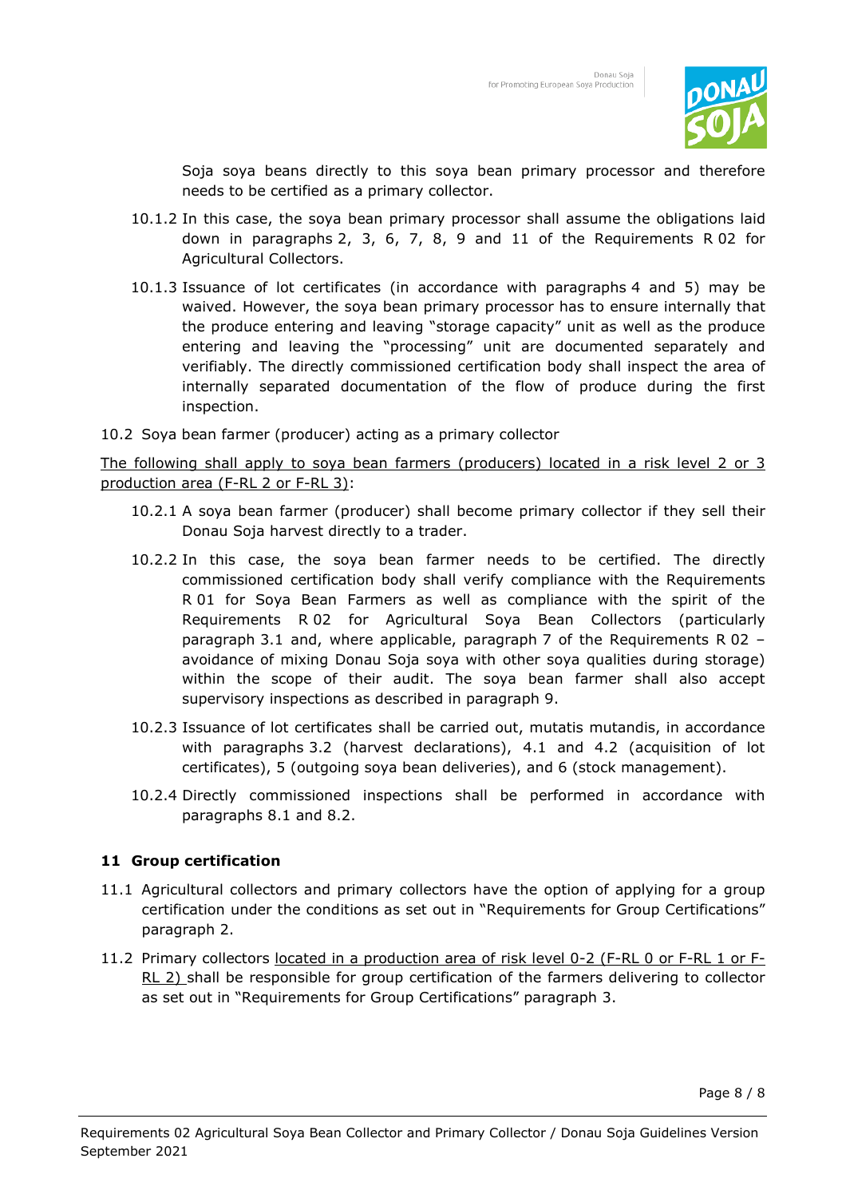Soja soya beans directly to this soya bean primary processor and therefore needs to be certified as a primary collector.

10.1.2 In this case, the soya bean primary processor shall assume the obligations laid down in paragraphs 2, 3, 6, 7, 8, 9 and 11 of the Requirements R 02 for Agricultural Collectors.

10.1.3 Issuance of lot certificates (in accordance with paragraphs 4 and 5) may be waived. However, the soya bean primary processor has to ensure internally that the produce entering and leaving "storage capacity" unit as well as the produce entering and leaving the "processing" unit are documented separately and verifiably. The directly commissioned certification body shall inspect the area of internally separated documentation of the flow of produce during the first inspection.

10.2 Soya bean farmer (producer) acting as a primary collector

The following shall apply to soya bean farmers (producers) located in a risk level 2 or 3 production area (F-RL 2 or F-RL 3):

10.2.1 A soya bean farmer (producer) shall become primary collector if they sell their Donau Soja harvest directly to a trader.

10.2.2 In this case, the soya bean farmer needs to be certified. The directly commissioned certification body shall verify compliance with the Requirements R 01 for Soya Bean Farmers as well as compliance with the spirit of the Requirements R 02 for Agricultural Soya Bean Collectors (particularly paragraph 3.1 and, where applicable, paragraph 7 of the Requirements R 02 – avoidance of mixing Donau Soja soya with other soya qualities during storage) within the scope of their audit. The soya bean farmer shall also accept supervisory inspections as described in paragraph 9.

10.2.3 Issuance of lot certificates shall be carried out, mutatis mutandis, in accordance with paragraphs 3.2 (harvest declarations), 4.1 and 4.2 (acquisition of lot certificates), 5 (outgoing soya bean deliveries), and 6 (stock management).

10.2.4 Directly commissioned inspections shall be performed in accordance with paragraphs 8.1 and 8.2.

## 11 Group certification

11.1 Agricultural collectors and primary collectors have the option of applying for a group certification under the conditions as set out in "Requirements for Group Certifications" paragraph 2.

11.2 Primary collectors located in a production area of risk level 0-2 (F-RL 0 or F-RL 1 or F-RL 2) shall be responsible for group certification of the farmers delivering to collector as set out in "Requirements for Group Certifications" paragraph 3.